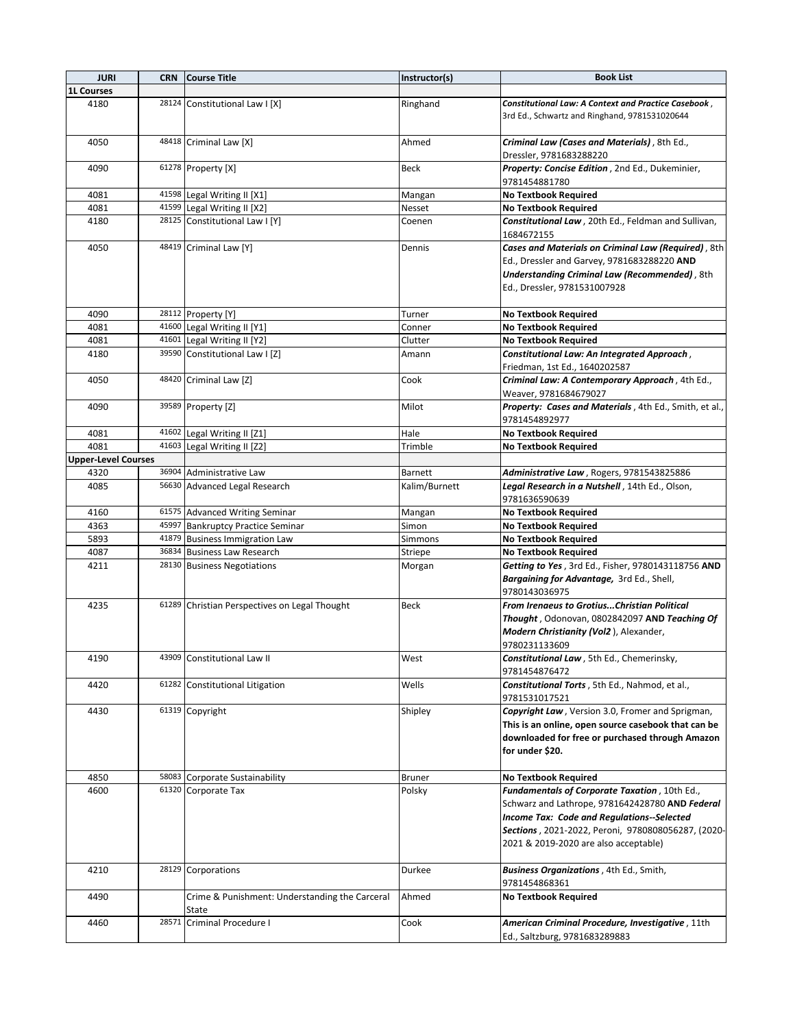| JURI | CRN | Course Title | Instructor(s) | Book List |
|---|---|---|---|---|
| **1L Courses** | | | | |
| 4180 | 28124 | Constitutional Law I [X] | Ringhand | ***Constitutional Law: A Context and Practice Casebook***, 3rd Ed., Schwartz and Ringhand, 9781531020644 |
| 4050 | 48418 | Criminal Law [X] | Ahmed | ***Criminal Law (Cases and Materials)***, 8th Ed., Dressler, 9781683288220 |
| 4090 | 61278 | Property [X] | Beck | ***Property: Concise Edition***, 2nd Ed., Dukeminier, 9781454881780 |
| 4081 | 41598 | Legal Writing II [X1] | Mangan | **No Textbook Required** |
| 4081 | 41599 | Legal Writing II [X2] | Nesset | **No Textbook Required** |
| 4180 | 28125 | Constitutional Law I [Y] | Coenen | ***Constitutional Law***, 20th Ed., Feldman and Sullivan, 1684672155 |
| 4050 | 48419 | Criminal Law [Y] | Dennis | ***Cases and Materials on Criminal Law (Required)***, 8th Ed., Dressler and Garvey, 9781683288220 **AND** ***Understanding Criminal Law (Recommended)***, 8th Ed., Dressler, 9781531007928 |
| 4090 | 28112 | Property [Y] | Turner | **No Textbook Required** |
| 4081 | 41600 | Legal Writing II [Y1] | Conner | **No Textbook Required** |
| 4081 | 41601 | Legal Writing II [Y2] | Clutter | **No Textbook Required** |
| 4180 | 39590 | Constitutional Law I [Z] | Amann | ***Constitutional Law: An Integrated Approach***, Friedman, 1st Ed., 1640202587 |
| 4050 | 48420 | Criminal Law [Z] | Cook | ***Criminal Law: A Contemporary Approach***, 4th Ed., Weaver, 9781684679027 |
| 4090 | 39589 | Property [Z] | Milot | ***Property: Cases and Materials***, 4th Ed., Smith, et al., 9781454892977 |
| 4081 | 41602 | Legal Writing II [Z1] | Hale | **No Textbook Required** |
| 4081 | 41603 | Legal Writing II [Z2] | Trimble | **No Textbook Required** |
| **Upper-Level Courses** | | | | |
| 4320 | 36904 | Administrative Law | Barnett | ***Administrative Law***, Rogers, 9781543825886 |
| 4085 | 56630 | Advanced Legal Research | Kalim/Burnett | ***Legal Research in a Nutshell***, 14th Ed., Olson, 9781636590639 |
| 4160 | 61575 | Advanced Writing Seminar | Mangan | **No Textbook Required** |
| 4363 | 45997 | Bankruptcy Practice Seminar | Simon | **No Textbook Required** |
| 5893 | 41879 | Business Immigration Law | Simmons | **No Textbook Required** |
| 4087 | 36834 | Business Law Research | Striepe | **No Textbook Required** |
| 4211 | 28130 | Business Negotiations | Morgan | ***Getting to Yes***, 3rd Ed., Fisher, 9780143118756 **AND** ***Bargaining for Advantage,*** 3rd Ed., Shell, 9780143036975 |
| 4235 | 61289 | Christian Perspectives on Legal Thought | Beck | ***From Irenaeus to Grotius...Christian Political Thought***, Odonovan, 0802842097 **AND** ***Teaching Of Modern Christianity (Vol2***), Alexander, 9780231133609 |
| 4190 | 43909 | Constitutional Law II | West | ***Constitutional Law***, 5th Ed., Chemerinsky, 9781454876472 |
| 4420 | 61282 | Constitutional Litigation | Wells | ***Constitutional Torts***, 5th Ed., Nahmod, et al., 9781531017521 |
| 4430 | 61319 | Copyright | Shipley | ***Copyright Law***, Version 3.0, Fromer and Sprigman, **This is an online, open source casebook that can be downloaded for free or purchased through Amazon for under $20.** |
| 4850 | 58083 | Corporate Sustainability | Bruner | **No Textbook Required** |
| 4600 | 61320 | Corporate Tax | Polsky | ***Fundamentals of Corporate Taxation***, 10th Ed., Schwarz and Lathrope, 9781642428780 **AND** ***Federal Income Tax: Code and Regulations--Selected Sections***, 2021-2022, Peroni, 9780808056287, (2020-2021 & 2019-2020 are also acceptable) |
| 4210 | 28129 | Corporations | Durkee | ***Business Organizations***, 4th Ed., Smith, 9781454868361 |
| 4490 | | Crime & Punishment: Understanding the Carceral State | Ahmed | **No Textbook Required** |
| 4460 | 28571 | Criminal Procedure I | Cook | ***American Criminal Procedure, Investigative***, 11th Ed., Saltzburg, 9781683289883 |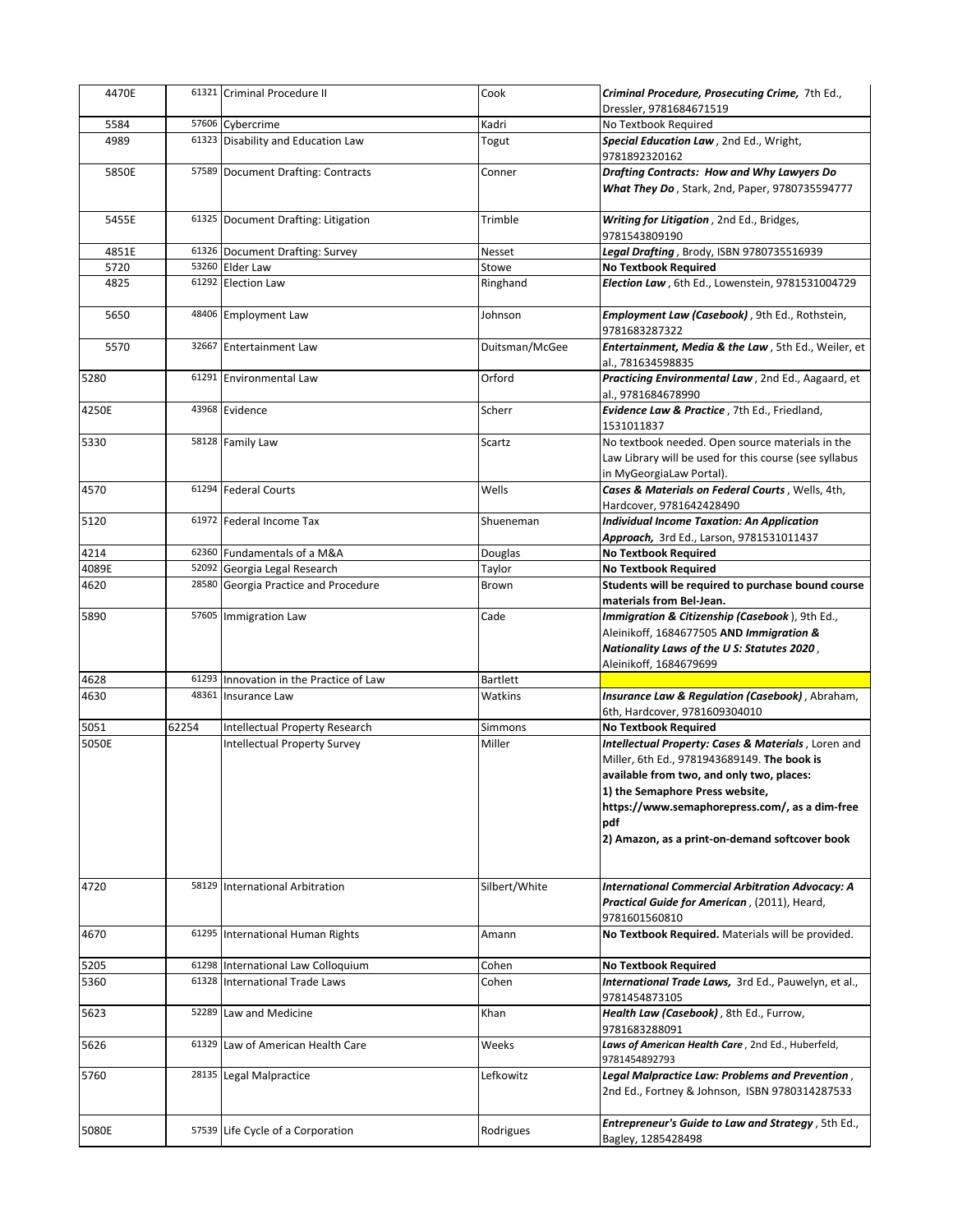| 4470E | 61321 | Criminal Procedure II | Cook | ***Criminal Procedure, Prosecuting Crime,*** 7th Ed., Dressler, 9781684671519 |
|---|---|---|---|---|
| 5584 | 57606 | Cybercrime | Kadri | No Textbook Required |
| 4989 | 61323 | Disability and Education Law | Togut | ***Special Education Law***, 2nd Ed., Wright, 9781892320162 |
| 5850E | 57589 | Document Drafting: Contracts | Conner | ***Drafting Contracts: How and Why Lawyers Do What They Do***, Stark, 2nd, Paper, 9780735594777 |
| 5455E | 61325 | Document Drafting: Litigation | Trimble | ***Writing for Litigation***, 2nd Ed., Bridges, 9781543809190 |
| 4851E | 61326 | Document Drafting: Survey | Nesset | ***Legal Drafting***, Brody, ISBN 9780735516939 |
| 5720 | 53260 | Elder Law | Stowe | **No Textbook Required** |
| 4825 | 61292 | Election Law | Ringhand | ***Election Law***, 6th Ed., Lowenstein, 9781531004729 |
| 5650 | 48406 | Employment Law | Johnson | ***Employment Law (Casebook)***, 9th Ed., Rothstein, 9781683287322 |
| 5570 | 32667 | Entertainment Law | Duitsman/McGee | ***Entertainment, Media & the Law***, 5th Ed., Weiler, et al., 781634598835 |
| 5280 | 61291 | Environmental Law | Orford | ***Practicing Environmental Law***, 2nd Ed., Aagaard, et al., 9781684678990 |
| 4250E | 43968 | Evidence | Scherr | ***Evidence Law & Practice***, 7th Ed., Friedland, 1531011837 |
| 5330 | 58128 | Family Law | Scartz | No textbook needed. Open source materials in the Law Library will be used for this course (see syllabus in MyGeorgiaLaw Portal). |
| 4570 | 61294 | Federal Courts | Wells | ***Cases & Materials on Federal Courts***, Wells, 4th, Hardcover, 9781642428490 |
| 5120 | 61972 | Federal Income Tax | Shueneman | ***Individual Income Taxation: An Application Approach,*** 3rd Ed., Larson, 9781531011437 |
| 4214 | 62360 | Fundamentals of a M&A | Douglas | **No Textbook Required** |
| 4089E | 52092 | Georgia Legal Research | Taylor | **No Textbook Required** |
| 4620 | 28580 | Georgia Practice and Procedure | Brown | **Students will be required to purchase bound course materials from Bel-Jean.** |
| 5890 | 57605 | Immigration Law | Cade | ***Immigration & Citizenship (Casebook***), 9th Ed., Aleinikoff, 1684677505 **AND *Immigration & Nationality Laws of the U S: Statutes 2020***, Aleinikoff, 1684679699 |
| 4628 | 61293 | Innovation in the Practice of Law | Bartlett | |
| 4630 | 48361 | Insurance Law | Watkins | ***Insurance Law & Regulation (Casebook)***, Abraham, 6th, Hardcover, 9781609304010 |
| 5051 | 62254 | Intellectual Property Research | Simmons | **No Textbook Required** |
| 5050E | | Intellectual Property Survey | Miller | ***Intellectual Property: Cases & Materials***, Loren and Miller, 6th Ed., 9781943689149. **The book is available from two, and only two, places: 1) the Semaphore Press website, https://www.semaphorepress.com/, as a dim-free pdf 2) Amazon, as a print-on-demand softcover book** |
| 4720 | 58129 | International Arbitration | Silbert/White | ***International Commercial Arbitration Advocacy: A Practical Guide for American***, (2011), Heard, 9781601560810 |
| 4670 | 61295 | International Human Rights | Amann | **No Textbook Required.** Materials will be provided. |
| 5205 | 61298 | International Law Colloquium | Cohen | **No Textbook Required** |
| 5360 | 61328 | International Trade Laws | Cohen | ***International Trade Laws,*** 3rd Ed., Pauwelyn, et al., 9781454873105 |
| 5623 | 52289 | Law and Medicine | Khan | ***Health Law (Casebook)***, 8th Ed., Furrow, 9781683288091 |
| 5626 | 61329 | Law of American Health Care | Weeks | ***Laws of American Health Care***, 2nd Ed., Huberfeld, 9781454892793 |
| 5760 | 28135 | Legal Malpractice | Lefkowitz | ***Legal Malpractice Law: Problems and Prevention***, 2nd Ed., Fortney & Johnson, ISBN 9780314287533 |
| 5080E | 57539 | Life Cycle of a Corporation | Rodrigues | ***Entrepreneur's Guide to Law and Strategy***, 5th Ed., Bagley, 1285428498 |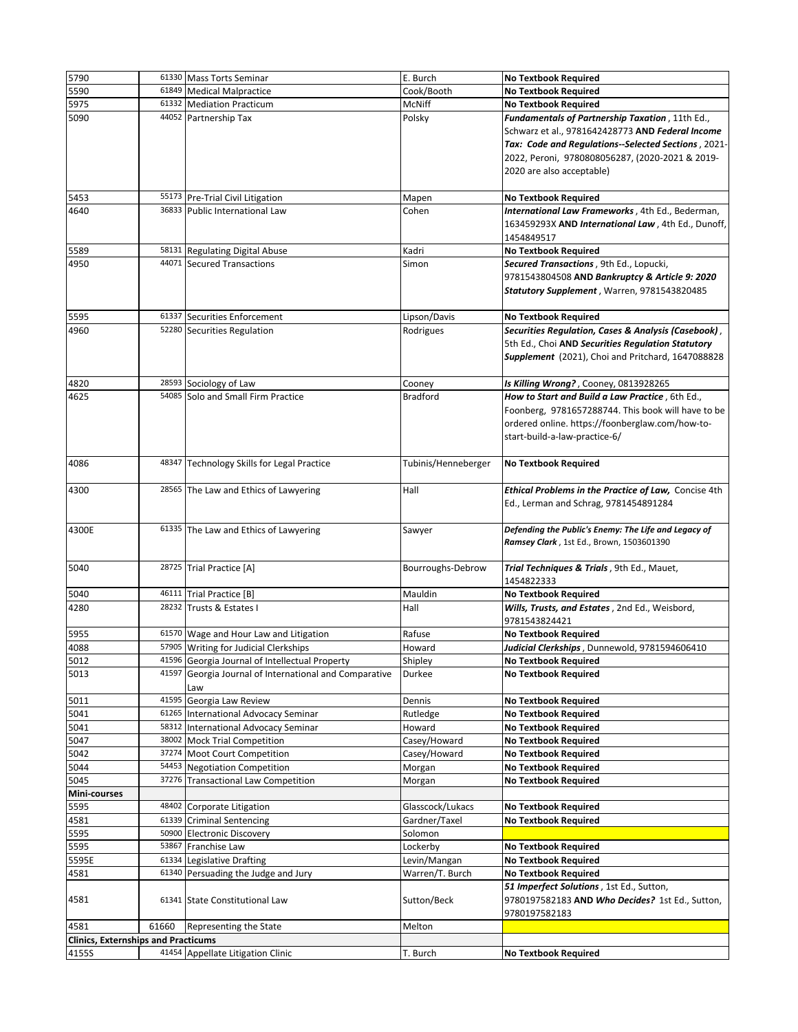| | | | | |
|---|---|---|---|---|
| 5790 | 61330 | Mass Torts Seminar | E. Burch | **No Textbook Required** |
| 5590 | 61849 | Medical Malpractice | Cook/Booth | **No Textbook Required** |
| 5975 | 61332 | Mediation Practicum | McNiff | **No Textbook Required** |
| 5090 | 44052 | Partnership Tax | Polsky | ***Fundamentals of Partnership Taxation*** , 11th Ed., Schwarz et al., 9781642428773 **AND** ***Federal Income Tax: Code and Regulations--Selected Sections*** , 2021-2022, Peroni, 9780808056287, (2020-2021 & 2019-2020 are also acceptable) |
| 5453 | 55173 | Pre-Trial Civil Litigation | Mapen | **No Textbook Required** |
| 4640 | 36833 | Public International Law | Cohen | ***International Law Frameworks*** , 4th Ed., Bederman, 163459293X **AND** ***International Law*** , 4th Ed., Dunoff, 1454849517 |
| 5589 | 58131 | Regulating Digital Abuse | Kadri | **No Textbook Required** |
| 4950 | 44071 | Secured Transactions | Simon | ***Secured Transactions*** , 9th Ed., Lopucki, 9781543804508 **AND** ***Bankruptcy & Article 9: 2020 Statutory Supplement*** , Warren, 9781543820485 |
| 5595 | 61337 | Securities Enforcement | Lipson/Davis | **No Textbook Required** |
| 4960 | 52280 | Securities Regulation | Rodrigues | ***Securities Regulation, Cases & Analysis (Casebook)*** , 5th Ed., Choi **AND** ***Securities Regulation Statutory Supplement*** (2021), Choi and Pritchard, 1647088828 |
| 4820 | 28593 | Sociology of Law | Cooney | ***Is Killing Wrong?*** , Cooney, 0813928265 |
| 4625 | 54085 | Solo and Small Firm Practice | Bradford | ***How to Start and Build a Law Practice*** , 6th Ed., Foonberg, 9781657288744. This book will have to be ordered online. https://foonberglaw.com/how-to-start-build-a-law-practice-6/ |
| 4086 | 48347 | Technology Skills for Legal Practice | Tubinis/Henneberger | **No Textbook Required** |
| 4300 | 28565 | The Law and Ethics of Lawyering | Hall | ***Ethical Problems in the Practice of Law,*** Concise 4th Ed., Lerman and Schrag, 9781454891284 |
| 4300E | 61335 | The Law and Ethics of Lawyering | Sawyer | ***Defending the Public's Enemy: The Life and Legacy of Ramsey Clark*** , 1st Ed., Brown, 1503601390 |
| 5040 | 28725 | Trial Practice [A] | Bourroughs-Debrow | ***Trial Techniques & Trials*** , 9th Ed., Mauet, 1454822333 |
| 5040 | 46111 | Trial Practice [B] | Mauldin | **No Textbook Required** |
| 4280 | 28232 | Trusts & Estates I | Hall | ***Wills, Trusts, and Estates*** , 2nd Ed., Weisbord, 9781543824421 |
| 5955 | 61570 | Wage and Hour Law and Litigation | Rafuse | **No Textbook Required** |
| 4088 | 57905 | Writing for Judicial Clerkships | Howard | ***Judicial Clerkships*** , Dunnewold, 9781594606410 |
| 5012 | 41596 | Georgia Journal of Intellectual Property | Shipley | **No Textbook Required** |
| 5013 | 41597 | Georgia Journal of International and Comparative Law | Durkee | **No Textbook Required** |
| 5011 | 41595 | Georgia Law Review | Dennis | **No Textbook Required** |
| 5041 | 61265 | International Advocacy Seminar | Rutledge | **No Textbook Required** |
| 5041 | 58312 | International Advocacy Seminar | Howard | **No Textbook Required** |
| 5047 | 38002 | Mock Trial Competition | Casey/Howard | **No Textbook Required** |
| 5042 | 37274 | Moot Court Competition | Casey/Howard | **No Textbook Required** |
| 5044 | 54453 | Negotiation Competition | Morgan | **No Textbook Required** |
| 5045 | 37276 | Transactional Law Competition | Morgan | **No Textbook Required** |
| **Mini-courses** | | | | |
| 5595 | 48402 | Corporate Litigation | Glasscock/Lukacs | **No Textbook Required** |
| 4581 | 61339 | Criminal Sentencing | Gardner/Taxel | **No Textbook Required** |
| 5595 | 50900 | Electronic Discovery | Solomon | |
| 5595 | 53867 | Franchise Law | Lockerby | **No Textbook Required** |
| 5595E | 61334 | Legislative Drafting | Levin/Mangan | **No Textbook Required** |
| 4581 | 61340 | Persuading the Judge and Jury | Warren/T. Burch | **No Textbook Required** |
| 4581 | 61341 | State Constitutional Law | Sutton/Beck | ***51 Imperfect Solutions*** , 1st Ed., Sutton, 9780197582183 **AND** ***Who Decides?*** 1st Ed., Sutton, 9780197582183 |
| 4581 | 61660 | Representing the State | Melton | |
| **Clinics, Externships and Practicums** | | | | |
| 4155S | 41454 | Appellate Litigation Clinic | T. Burch | **No Textbook Required** |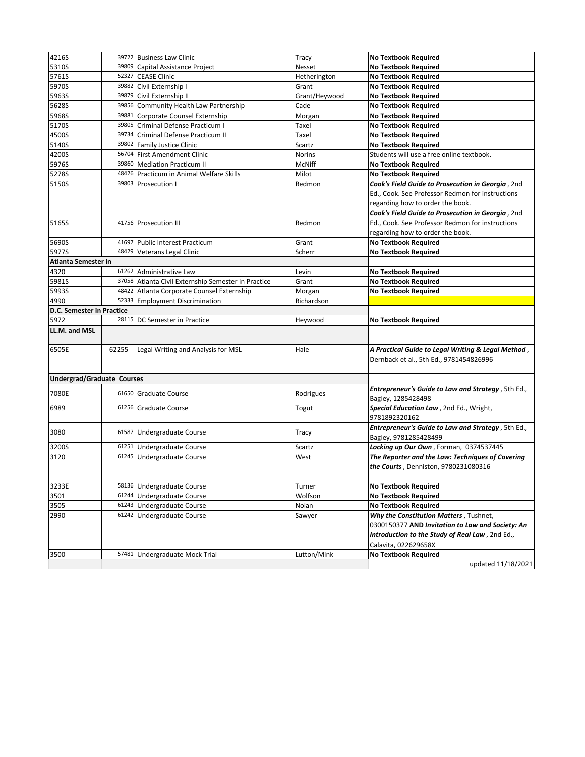| | | | | |
|---|---|---|---|---|
| 4216S | 39722 | Business Law Clinic | Tracy | **No Textbook Required** |
| 5310S | 39809 | Capital Assistance Project | Nesset | **No Textbook Required** |
| 5761S | 52327 | CEASE Clinic | Hetherington | **No Textbook Required** |
| 5970S | 39882 | Civil Externship I | Grant | **No Textbook Required** |
| 5963S | 39879 | Civil Externship II | Grant/Heywood | **No Textbook Required** |
| 5628S | 39856 | Community Health Law Partnership | Cade | **No Textbook Required** |
| 5968S | 39881 | Corporate Counsel Externship | Morgan | **No Textbook Required** |
| 5170S | 39805 | Criminal Defense Practicum I | Taxel | **No Textbook Required** |
| 4500S | 39734 | Criminal Defense Practicum II | Taxel | **No Textbook Required** |
| 5140S | 39802 | Family Justice Clinic | Scartz | **No Textbook Required** |
| 4200S | 56704 | First Amendment Clinic | Norins | Students will use a free online textbook. |
| 5976S | 39860 | Mediation Practicum II | McNiff | **No Textbook Required** |
| 5278S | 48426 | Practicum in Animal Welfare Skills | Milot | **No Textbook Required** |
| 5150S | 39803 | Prosecution I | Redmon | ***Cook's Field Guide to Prosecution in Georgia***, 2nd Ed., Cook. See Professor Redmon for instructions regarding how to order the book. |
| 5165S | 41756 | Prosecution III | Redmon | ***Cook's Field Guide to Prosecution in Georgia***, 2nd Ed., Cook. See Professor Redmon for instructions regarding how to order the book. |
| 5690S | 41697 | Public Interest Practicum | Grant | **No Textbook Required** |
| 5977S | 48429 | Veterans Legal Clinic | Scherr | **No Textbook Required** |
| **Atlanta Semester in** | | | | |
| 4320 | 61262 | Administrative Law | Levin | **No Textbook Required** |
| 5981S | 37058 | Atlanta Civil Externship Semester in Practice | Grant | **No Textbook Required** |
| 5993S | 48422 | Atlanta Corporate Counsel Externship | Morgan | **No Textbook Required** |
| 4990 | 52333 | Employment Discrimination | Richardson | |
| **D.C. Semester in Practice** | | | | |
| 5972 | 28115 | DC Semester in Practice | Heywood | **No Textbook Required** |
| **LL.M. and MSL** | | | | |
| 6505E | 62255 | Legal Writing and Analysis for MSL | Hale | ***A Practical Guide to Legal Writing & Legal Method***, Dernback et al., 5th Ed., 9781454826996 |
| **Undergrad/Graduate Courses** | | | | |
| 7080E | 61650 | Graduate Course | Rodrigues | ***Entrepreneur's Guide to Law and Strategy***, 5th Ed., Bagley, 1285428498 |
| 6989 | 61256 | Graduate Course | Togut | ***Special Education Law***, 2nd Ed., Wright, 9781892320162 |
| 3080 | 61587 | Undergraduate Course | Tracy | ***Entrepreneur's Guide to Law and Strategy***, 5th Ed., Bagley, 9781285428499 |
| 3200S | 61251 | Undergraduate Course | Scartz | ***Locking up Our Own***, Forman, 0374537445 |
| 3120 | 61245 | Undergraduate Course | West | ***The Reporter and the Law: Techniques of Covering the Courts***, Denniston, 9780231080316 |
| 3233E | 58136 | Undergraduate Course | Turner | **No Textbook Required** |
| 3501 | 61244 | Undergraduate Course | Wolfson | **No Textbook Required** |
| 3505 | 61243 | Undergraduate Course | Nolan | **No Textbook Required** |
| 2990 | 61242 | Undergraduate Course | Sawyer | ***Why the Constitution Matters***, Tushnet, 0300150377 **AND *Invitation to Law and Society: An Introduction to the Study of Real Law***, 2nd Ed., Calavita, 022629658X |
| 3500 | 57481 | Undergraduate Mock Trial | Lutton/Mink | **No Textbook Required** |

updated 11/18/2021